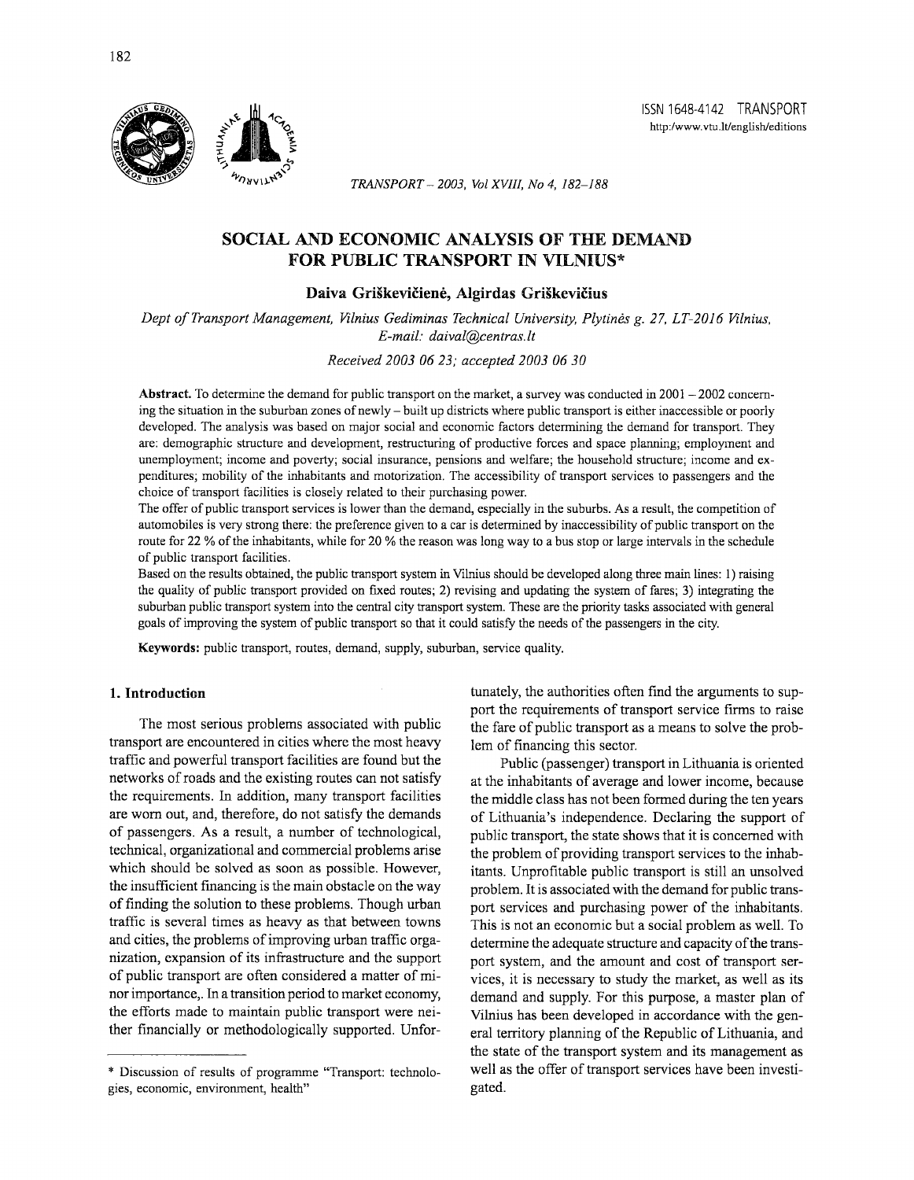ISSN 1648-4142 TRANSPORT
http:/www.vtu.lt/english/editions

# SOCIAL AND ECONOMIC ANALYSIS OF THE DEMAND FOR PUBLIC TRANSPORT IN VILNIUS*

**Daiva Griškevičienė, Algirdas Griškevičius**

*Dept of Transport Management, Vilnius Gediminas Technical University, Plytinės g. 27, LT-2016 Vilnius, E-mail: daival@centras.lt*

*Received 2003 06 23; accepted 2003 06 30*

**Abstract.** To determine the demand for public transport on the market, a survey was conducted in 2001 – 2002 concerning the situation in the suburban zones of newly – built up districts where public transport is either inaccessible or poorly developed. The analysis was based on major social and economic factors determining the demand for transport. They are: demographic structure and development, restructuring of productive forces and space planning; employment and unemployment; income and poverty; social insurance, pensions and welfare; the household structure; income and expenditures; mobility of the inhabitants and motorization. The accessibility of transport services to passengers and the choice of transport facilities is closely related to their purchasing power.

The offer of public transport services is lower than the demand, especially in the suburbs. As a result, the competition of automobiles is very strong there: the preference given to a car is determined by inaccessibility of public transport on the route for 22 % of the inhabitants, while for 20 % the reason was long way to a bus stop or large intervals in the schedule of public transport facilities.

Based on the results obtained, the public transport system in Vilnius should be developed along three main lines: 1) raising the quality of public transport provided on fixed routes; 2) revising and updating the system of fares; 3) integrating the suburban public transport system into the central city transport system. These are the priority tasks associated with general goals of improving the system of public transport so that it could satisfy the needs of the passengers in the city.

**Keywords:** public transport, routes, demand, supply, suburban, service quality.

## 1. Introduction

The most serious problems associated with public transport are encountered in cities where the most heavy traffic and powerful transport facilities are found but the networks of roads and the existing routes can not satisfy the requirements. In addition, many transport facilities are worn out, and, therefore, do not satisfy the demands of passengers. As a result, a number of technological, technical, organizational and commercial problems arise which should be solved as soon as possible. However, the insufficient financing is the main obstacle on the way of finding the solution to these problems. Though urban traffic is several times as heavy as that between towns and cities, the problems of improving urban traffic organization, expansion of its infrastructure and the support of public transport are often considered a matter of minor importance,. In a transition period to market economy, the efforts made to maintain public transport were neither financially or methodologically supported. Unfortunately, the authorities often find the arguments to support the requirements of transport service firms to raise the fare of public transport as a means to solve the problem of financing this sector.

Public (passenger) transport in Lithuania is oriented at the inhabitants of average and lower income, because the middle class has not been formed during the ten years of Lithuania's independence. Declaring the support of public transport, the state shows that it is concerned with the problem of providing transport services to the inhabitants. Unprofitable public transport is still an unsolved problem. It is associated with the demand for public transport services and purchasing power of the inhabitants. This is not an economic but a social problem as well. To determine the adequate structure and capacity of the transport system, and the amount and cost of transport services, it is necessary to study the market, as well as its demand and supply. For this purpose, a master plan of Vilnius has been developed in accordance with the general territory planning of the Republic of Lithuania, and the state of the transport system and its management as well as the offer of transport services have been investigated.

* Discussion of results of programme "Transport: technologies, economic, environment, health"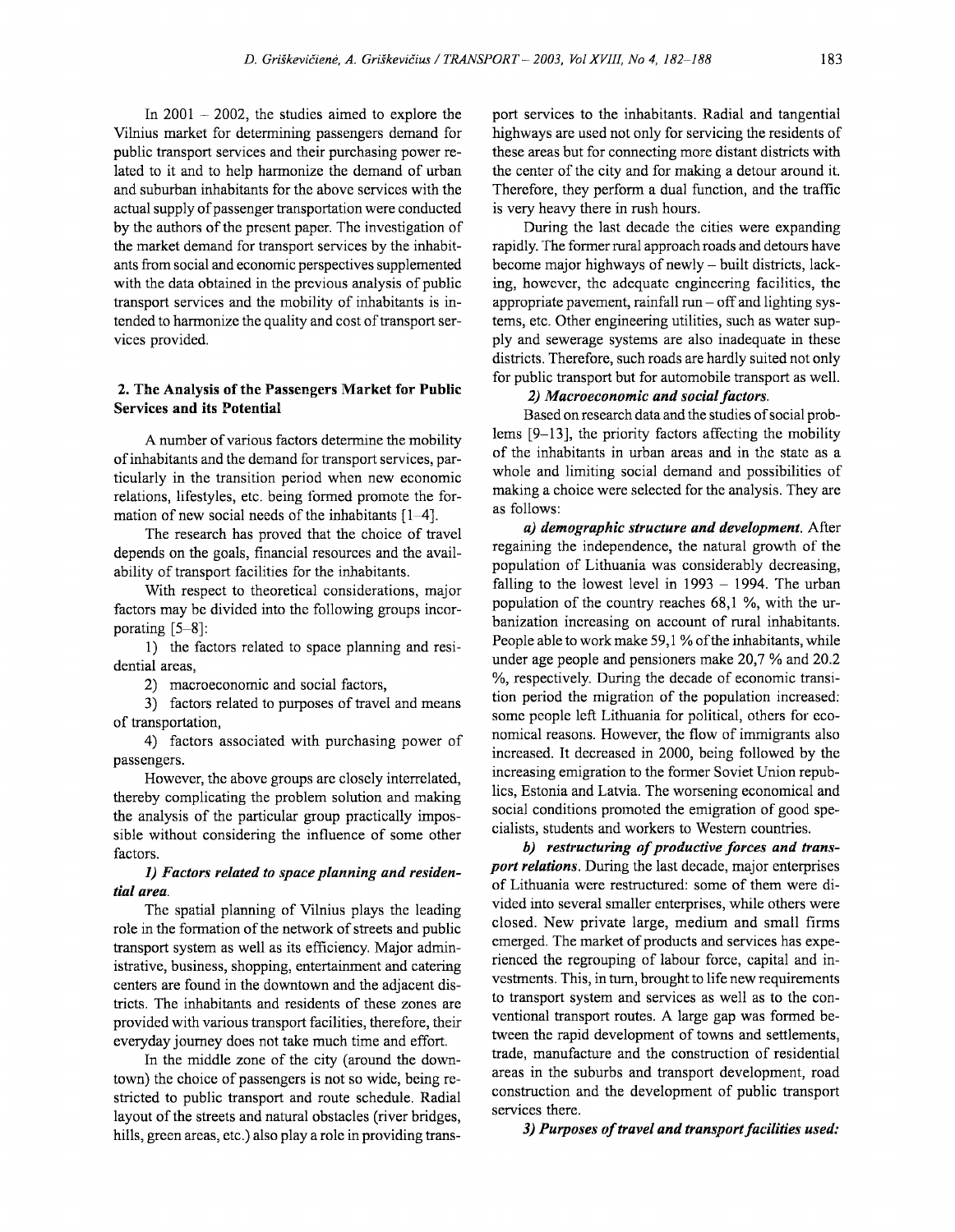In 2001 – 2002, the studies aimed to explore the Vilnius market for determining passengers demand for public transport services and their purchasing power related to it and to help harmonize the demand of urban and suburban inhabitants for the above services with the actual supply of passenger transportation were conducted by the authors of the present paper. The investigation of the market demand for transport services by the inhabitants from social and economic perspectives supplemented with the data obtained in the previous analysis of public transport services and the mobility of inhabitants is intended to harmonize the quality and cost of transport services provided.

## 2. The Analysis of the Passengers Market for Public Services and its Potential

A number of various factors determine the mobility of inhabitants and the demand for transport services, particularly in the transition period when new economic relations, lifestyles, etc. being formed promote the formation of new social needs of the inhabitants [1–4].

The research has proved that the choice of travel depends on the goals, financial resources and the availability of transport facilities for the inhabitants.

With respect to theoretical considerations, major factors may be divided into the following groups incorporating [5–8]:

1) the factors related to space planning and residential areas,

2) macroeconomic and social factors,

3) factors related to purposes of travel and means of transportation,

4) factors associated with purchasing power of passengers.

However, the above groups are closely interrelated, thereby complicating the problem solution and making the analysis of the particular group practically impossible without considering the influence of some other factors.

***1) Factors related to space planning and residential area.***

The spatial planning of Vilnius plays the leading role in the formation of the network of streets and public transport system as well as its efficiency. Major administrative, business, shopping, entertainment and catering centers are found in the downtown and the adjacent districts. The inhabitants and residents of these zones are provided with various transport facilities, therefore, their everyday journey does not take much time and effort.

In the middle zone of the city (around the downtown) the choice of passengers is not so wide, being restricted to public transport and route schedule. Radial layout of the streets and natural obstacles (river bridges, hills, green areas, etc.) also play a role in providing transport services to the inhabitants. Radial and tangential highways are used not only for servicing the residents of these areas but for connecting more distant districts with the center of the city and for making a detour around it. Therefore, they perform a dual function, and the traffic is very heavy there in rush hours.

During the last decade the cities were expanding rapidly. The former rural approach roads and detours have become major highways of newly – built districts, lacking, however, the adequate engineering facilities, the appropriate pavement, rainfall run – off and lighting systems, etc. Other engineering utilities, such as water supply and sewerage systems are also inadequate in these districts. Therefore, such roads are hardly suited not only for public transport but for automobile transport as well.

***2) Macroeconomic and social factors.***

Based on research data and the studies of social problems [9–13], the priority factors affecting the mobility of the inhabitants in urban areas and in the state as a whole and limiting social demand and possibilities of making a choice were selected for the analysis. They are as follows:

***a) demographic structure and development.*** After regaining the independence, the natural growth of the population of Lithuania was considerably decreasing, falling to the lowest level in 1993 – 1994. The urban population of the country reaches 68,1 %, with the urbanization increasing on account of rural inhabitants. People able to work make 59,1 % of the inhabitants, while under age people and pensioners make 20,7 % and 20.2 %, respectively. During the decade of economic transition period the migration of the population increased: some people left Lithuania for political, others for economical reasons. However, the flow of immigrants also increased. It decreased in 2000, being followed by the increasing emigration to the former Soviet Union republics, Estonia and Latvia. The worsening economical and social conditions promoted the emigration of good specialists, students and workers to Western countries.

***b) restructuring of productive forces and transport relations.*** During the last decade, major enterprises of Lithuania were restructured: some of them were divided into several smaller enterprises, while others were closed. New private large, medium and small firms emerged. The market of products and services has experienced the regrouping of labour force, capital and investments. This, in turn, brought to life new requirements to transport system and services as well as to the conventional transport routes. A large gap was formed between the rapid development of towns and settlements, trade, manufacture and the construction of residential areas in the suburbs and transport development, road construction and the development of public transport services there.

***3) Purposes of travel and transport facilities used:***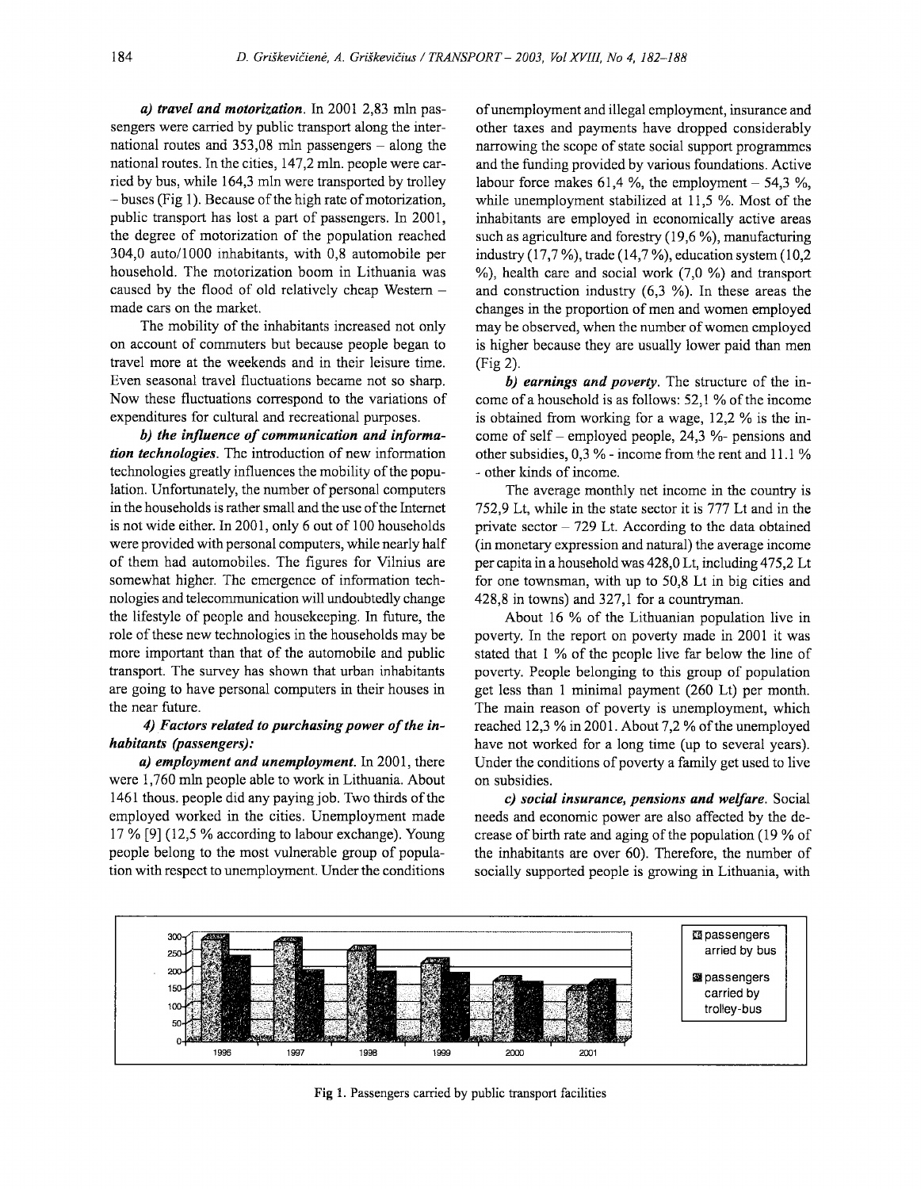***a) travel and motorization***. In 2001 2,83 mln passengers were carried by public transport along the international routes and 353,08 mln passengers – along the national routes. In the cities, 147,2 mln. people were carried by bus, while 164,3 mln were transported by trolley – buses (Fig 1). Because of the high rate of motorization, public transport has lost a part of passengers. In 2001, the degree of motorization of the population reached 304,0 auto/1000 inhabitants, with 0,8 automobile per household. The motorization boom in Lithuania was caused by the flood of old relatively cheap Western – made cars on the market.

The mobility of the inhabitants increased not only on account of commuters but because people began to travel more at the weekends and in their leisure time. Even seasonal travel fluctuations became not so sharp. Now these fluctuations correspond to the variations of expenditures for cultural and recreational purposes.

***b) the influence of communication and information technologies***. The introduction of new information technologies greatly influences the mobility of the population. Unfortunately, the number of personal computers in the households is rather small and the use of the Internet is not wide either. In 2001, only 6 out of 100 households were provided with personal computers, while nearly half of them had automobiles. The figures for Vilnius are somewhat higher. The emergence of information technologies and telecommunication will undoubtedly change the lifestyle of people and housekeeping. In future, the role of these new technologies in the households may be more important than that of the automobile and public transport. The survey has shown that urban inhabitants are going to have personal computers in their houses in the near future.

***4) Factors related to purchasing power of the inhabitants (passengers):***

***a) employment and unemployment***. In 2001, there were 1,760 mln people able to work in Lithuania. About 1461 thous. people did any paying job. Two thirds of the employed worked in the cities. Unemployment made 17 % [9] (12,5 % according to labour exchange). Young people belong to the most vulnerable group of population with respect to unemployment. Under the conditions of unemployment and illegal employment, insurance and other taxes and payments have dropped considerably narrowing the scope of state social support programmes and the funding provided by various foundations. Active labour force makes 61,4 %, the employment – 54,3 %, while unemployment stabilized at 11,5 %. Most of the inhabitants are employed in economically active areas such as agriculture and forestry (19,6 %), manufacturing industry (17,7 %), trade (14,7 %), education system (10,2 %), health care and social work (7,0 %) and transport and construction industry (6,3 %). In these areas the changes in the proportion of men and women employed may be observed, when the number of women employed is higher because they are usually lower paid than men (Fig 2).

***b) earnings and poverty***. The structure of the income of a household is as follows: 52,1 % of the income is obtained from working for a wage, 12,2 % is the income of self – employed people, 24,3 %- pensions and other subsidies, 0,3 % - income from the rent and 11.1 % - other kinds of income.

The average monthly net income in the country is 752,9 Lt, while in the state sector it is 777 Lt and in the private sector – 729 Lt. According to the data obtained (in monetary expression and natural) the average income per capita in a household was 428,0 Lt, including 475,2 Lt for one townsman, with up to 50,8 Lt in big cities and 428,8 in towns) and 327,1 for a countryman.

About 16 % of the Lithuanian population live in poverty. In the report on poverty made in 2001 it was stated that 1 % of the people live far below the line of poverty. People belonging to this group of population get less than 1 minimal payment (260 Lt) per month. The main reason of poverty is unemployment, which reached 12,3 % in 2001. About 7,2 % of the unemployed have not worked for a long time (up to several years). Under the conditions of poverty a family get used to live on subsidies.

***c) social insurance, pensions and welfare***. Social needs and economic power are also affected by the decrease of birth rate and aging of the population (19 % of the inhabitants are over 60). Therefore, the number of socially supported people is growing in Lithuania, with

Fig 1. Passengers carried by public transport facilities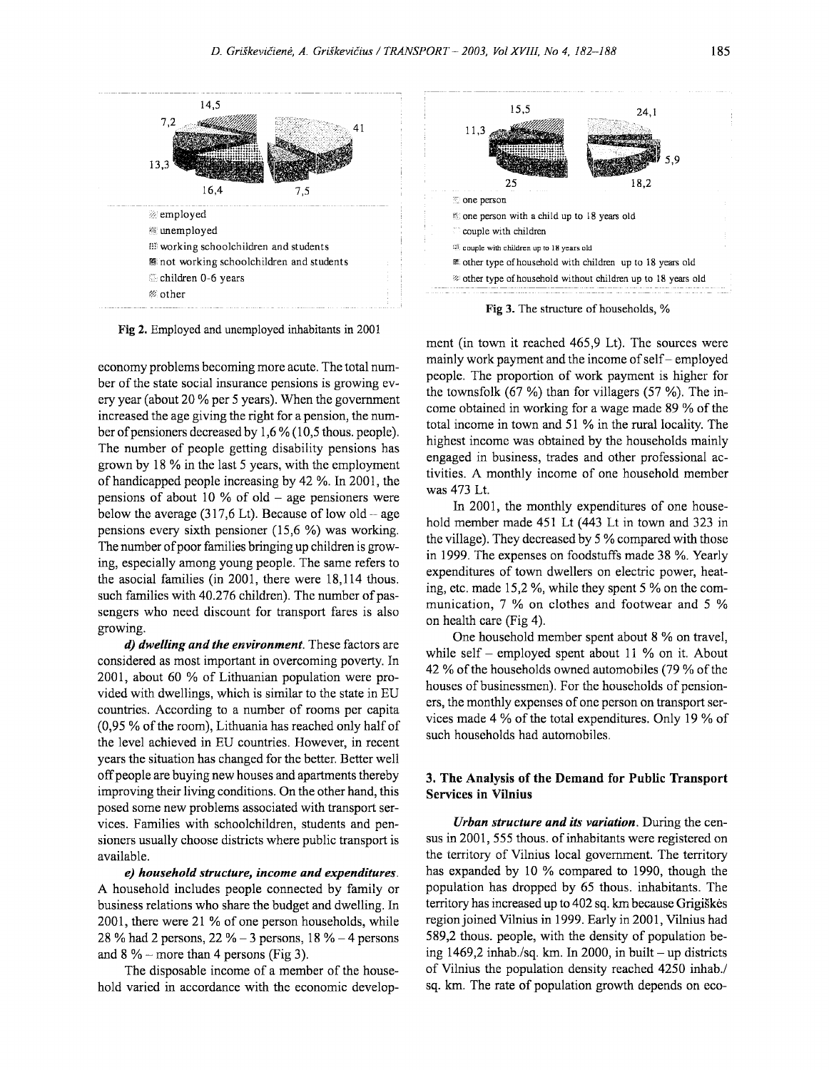14,5

7,2

41

13,3

16,4

7,5

employed
unemployed
working schoolchildren and students
not working schoolchildren and students
children 0-6 years
other

Fig 2. Employed and unemployed inhabitants in 2001

15,5

24,1

11,3

5,9

25

18,2

one person
one person with a child up to 18 years old
couple with children
couple with children up to 18 years old
other type of household with children up to 18 years old
other type of household without children up to 18 years old

Fig 3. The structure of households, %

economy problems becoming more acute. The total number of the state social insurance pensions is growing every year (about 20 % per 5 years). When the government increased the age giving the right for a pension, the number of pensioners decreased by 1,6 % (10,5 thous. people). The number of people getting disability pensions has grown by 18 % in the last 5 years, with the employment of handicapped people increasing by 42 %. In 2001, the pensions of about 10 % of old – age pensioners were below the average (317,6 Lt). Because of low old – age pensions every sixth pensioner (15,6 %) was working. The number of poor families bringing up children is growing, especially among young people. The same refers to the asocial families (in 2001, there were 18,114 thous. such families with 40.276 children). The number of passengers who need discount for transport fares is also growing.

***d) dwelling and the environment***. These factors are considered as most important in overcoming poverty. In 2001, about 60 % of Lithuanian population were provided with dwellings, which is similar to the state in EU countries. According to a number of rooms per capita (0,95 % of the room), Lithuania has reached only half of the level achieved in EU countries. However, in recent years the situation has changed for the better. Better well off people are buying new houses and apartments thereby improving their living conditions. On the other hand, this posed some new problems associated with transport services. Families with schoolchildren, students and pensioners usually choose districts where public transport is available.

***e) household structure, income and expenditures***. A household includes people connected by family or business relations who share the budget and dwelling. In 2001, there were 21 % of one person households, while 28 % had 2 persons, 22 % – 3 persons, 18 % – 4 persons and 8 % – more than 4 persons (Fig 3).

The disposable income of a member of the household varied in accordance with the economic development (in town it reached 465,9 Lt). The sources were mainly work payment and the income of self – employed people. The proportion of work payment is higher for the townsfolk (67 %) than for villagers (57 %). The income obtained in working for a wage made 89 % of the total income in town and 51 % in the rural locality. The highest income was obtained by the households mainly engaged in business, trades and other professional activities. A monthly income of one household member was 473 Lt.

In 2001, the monthly expenditures of one household member made 451 Lt (443 Lt in town and 323 in the village). They decreased by 5 % compared with those in 1999. The expenses on foodstuffs made 38 %. Yearly expenditures of town dwellers on electric power, heating, etc. made 15,2 %, while they spent 5 % on the communication, 7 % on clothes and footwear and 5 % on health care (Fig 4).

One household member spent about 8 % on travel, while self – employed spent about 11 % on it. About 42 % of the households owned automobiles (79 % of the houses of businessmen). For the households of pensioners, the monthly expenses of one person on transport services made 4 % of the total expenditures. Only 19 % of such households had automobiles.

## 3. The Analysis of the Demand for Public Transport Services in Vilnius

***Urban structure and its variation***. During the census in 2001, 555 thous. of inhabitants were registered on the territory of Vilnius local government. The territory has expanded by 10 % compared to 1990, though the population has dropped by 65 thous. inhabitants. The territory has increased up to 402 sq. km because Grigiškės region joined Vilnius in 1999. Early in 2001, Vilnius had 589,2 thous. people, with the density of population being 1469,2 inhab./sq. km. In 2000, in built – up districts of Vilnius the population density reached 4250 inhab./sq. km. The rate of population growth depends on eco-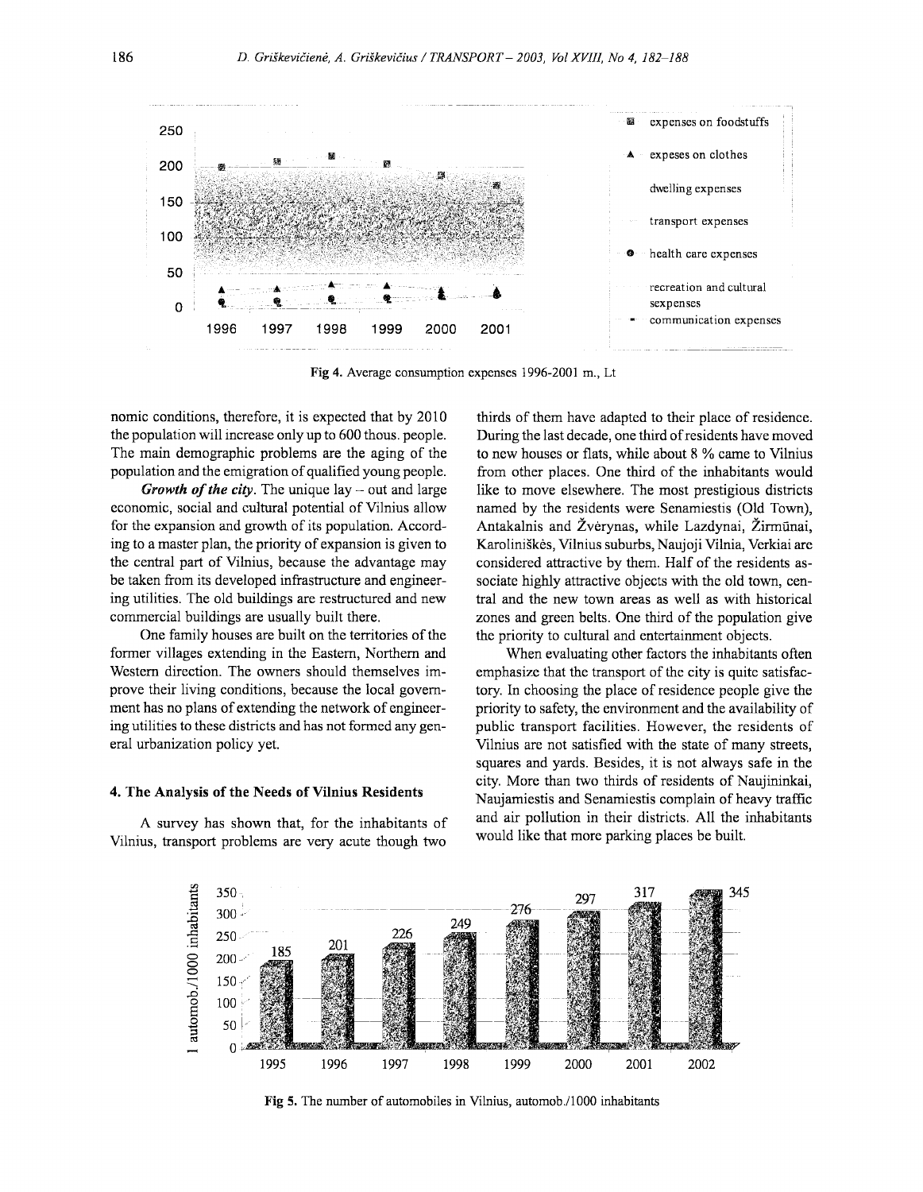Fig 4. Average consumption expenses 1996-2001 m., Lt

nomic conditions, therefore, it is expected that by 2010 the population will increase only up to 600 thous. people. The main demographic problems are the aging of the population and the emigration of qualified young people.

***Growth of the city.*** The unique lay – out and large economic, social and cultural potential of Vilnius allow for the expansion and growth of its population. According to a master plan, the priority of expansion is given to the central part of Vilnius, because the advantage may be taken from its developed infrastructure and engineering utilities. The old buildings are restructured and new commercial buildings are usually built there.

One family houses are built on the territories of the former villages extending in the Eastern, Northern and Western direction. The owners should themselves improve their living conditions, because the local government has no plans of extending the network of engineering utilities to these districts and has not formed any general urbanization policy yet.

#### 4. The Analysis of the Needs of Vilnius Residents

A survey has shown that, for the inhabitants of Vilnius, transport problems are very acute though two thirds of them have adapted to their place of residence. During the last decade, one third of residents have moved to new houses or flats, while about 8 % came to Vilnius from other places. One third of the inhabitants would like to move elsewhere. The most prestigious districts named by the residents were Senamiestis (Old Town), Antakalnis and Žvėrynas, while Lazdynai, Žirmūnai, Karoliniškės, Vilnius suburbs, Naujoji Vilnia, Verkiai are considered attractive by them. Half of the residents associate highly attractive objects with the old town, central and the new town areas as well as with historical zones and green belts. One third of the population give the priority to cultural and entertainment objects.

When evaluating other factors the inhabitants often emphasize that the transport of the city is quite satisfactory. In choosing the place of residence people give the priority to safety, the environment and the availability of public transport facilities. However, the residents of Vilnius are not satisfied with the state of many streets, squares and yards. Besides, it is not always safe in the city. More than two thirds of residents of Naujininkai, Naujamiestis and Senamiestis complain of heavy traffic and air pollution in their districts. All the inhabitants would like that more parking places be built.

Fig 5. The number of automobiles in Vilnius, automob./1000 inhabitants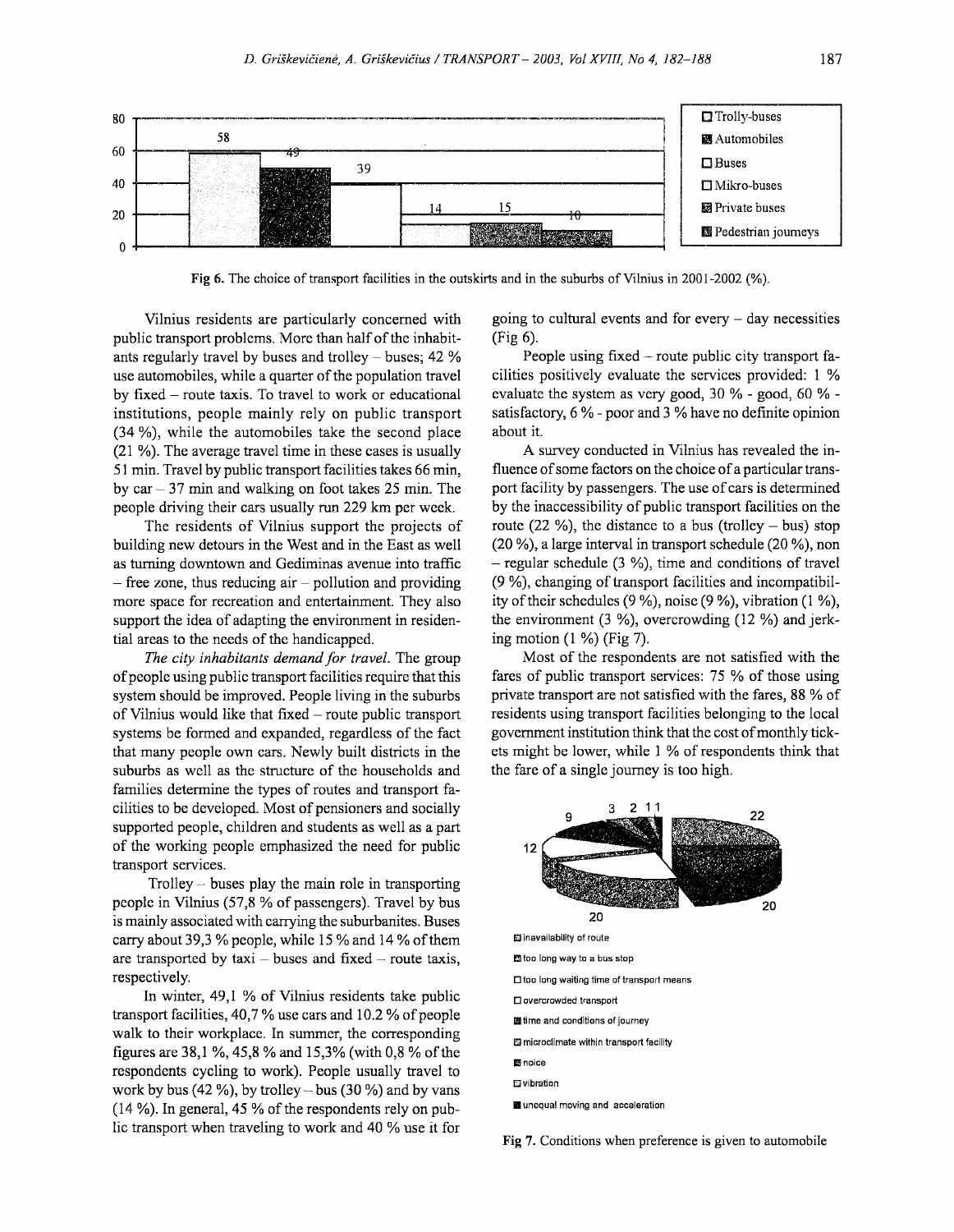Fig 6. The choice of transport facilities in the outskirts and in the suburbs of Vilnius in 2001-2002 (%).

Vilnius residents are particularly concerned with public transport problems. More than half of the inhabitants regularly travel by buses and trolley – buses; 42 % use automobiles, while a quarter of the population travel by fixed – route taxis. To travel to work or educational institutions, people mainly rely on public transport (34 %), while the automobiles take the second place (21 %). The average travel time in these cases is usually 51 min. Travel by public transport facilities takes 66 min, by car – 37 min and walking on foot takes 25 min. The people driving their cars usually run 229 km per week.

The residents of Vilnius support the projects of building new detours in the West and in the East as well as turning downtown and Gediminas avenue into traffic – free zone, thus reducing air – pollution and providing more space for recreation and entertainment. They also support the idea of adapting the environment in residential areas to the needs of the handicapped.

*The city inhabitants demand for travel.* The group of people using public transport facilities require that this system should be improved. People living in the suburbs of Vilnius would like that fixed – route public transport systems be formed and expanded, regardless of the fact that many people own cars. Newly built districts in the suburbs as well as the structure of the households and families determine the types of routes and transport facilities to be developed. Most of pensioners and socially supported people, children and students as well as a part of the working people emphasized the need for public transport services.

Trolley – buses play the main role in transporting people in Vilnius (57,8 % of passengers). Travel by bus is mainly associated with carrying the suburbanites. Buses carry about 39,3 % people, while 15 % and 14 % of them are transported by taxi – buses and fixed – route taxis, respectively.

In winter, 49,1 % of Vilnius residents take public transport facilities, 40,7 % use cars and 10.2 % of people walk to their workplace. In summer, the corresponding figures are 38,1 %, 45,8 % and 15,3% (with 0,8 % of the respondents cycling to work). People usually travel to work by bus (42 %), by trolley – bus (30 %) and by vans (14 %). In general, 45 % of the respondents rely on public transport when traveling to work and 40 % use it for going to cultural events and for every – day necessities (Fig 6).

People using fixed – route public city transport facilities positively evaluate the services provided: 1 % evaluate the system as very good, 30 % - good, 60 % - satisfactory, 6 % - poor and 3 % have no definite opinion about it.

A survey conducted in Vilnius has revealed the influence of some factors on the choice of a particular transport facility by passengers. The use of cars is determined by the inaccessibility of public transport facilities on the route (22 %), the distance to a bus (trolley – bus) stop (20 %), a large interval in transport schedule (20 %), non – regular schedule (3 %), time and conditions of travel (9 %), changing of transport facilities and incompatibility of their schedules (9 %), noise (9 %), vibration (1 %), the environment (3 %), overcrowding (12 %) and jerking motion (1 %) (Fig 7).

Most of the respondents are not satisfied with the fares of public transport services: 75 % of those using private transport are not satisfied with the fares, 88 % of residents using transport facilities belonging to the local government institution think that the cost of monthly tickets might be lower, while 1 % of respondents think that the fare of a single journey is too high.

Fig 7. Conditions when preference is given to automobile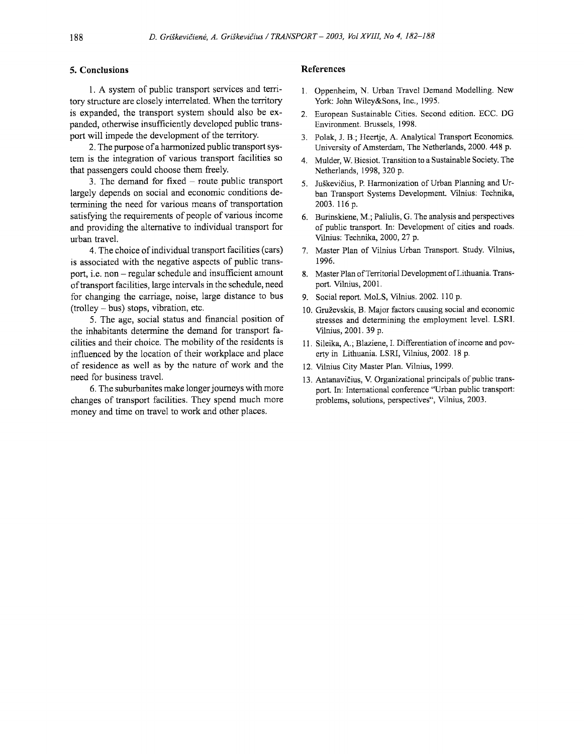## 5. Conclusions

1. A system of public transport services and territory structure are closely interrelated. When the territory is expanded, the transport system should also be expanded, otherwise insufficiently developed public transport will impede the development of the territory.

2. The purpose of a harmonized public transport system is the integration of various transport facilities so that passengers could choose them freely.

3. The demand for fixed – route public transport largely depends on social and economic conditions determining the need for various means of transportation satisfying the requirements of people of various income and providing the alternative to individual transport for urban travel.

4. The choice of individual transport facilities (cars) is associated with the negative aspects of public transport, i.e. non – regular schedule and insufficient amount of transport facilities, large intervals in the schedule, need for changing the carriage, noise, large distance to bus (trolley – bus) stops, vibration, etc.

5. The age, social status and financial position of the inhabitants determine the demand for transport facilities and their choice. The mobility of the residents is influenced by the location of their workplace and place of residence as well as by the nature of work and the need for business travel.

6. The suburbanites make longer journeys with more changes of transport facilities. They spend much more money and time on travel to work and other places.

## References

1. Oppenheim, N. Urban Travel Demand Modelling. New York: John Wiley&Sons, Inc., 1995.
2. European Sustainable Cities. Second edition. ECC. DG Environment. Brussels, 1998.
3. Polak, J. B.; Heertje, A. Analytical Transport Economics. University of Amsterdam, The Netherlands, 2000. 448 p.
4. Mulder, W. Biesiot. Transition to a Sustainable Society. The Netherlands, 1998, 320 p.
5. Juškevičius, P. Harmonization of Urban Planning and Urban Transport Systems Development. Vilnius: Technika, 2003. 116 p.
6. Burinskiene, M.; Paliulis, G. The analysis and perspectives of public transport. In: Development of cities and roads. Vilnius: Technika, 2000, 27 p.
7. Master Plan of Vilnius Urban Transport. Study. Vilnius, 1996.
8. Master Plan of Territorial Development of Lithuania. Transport. Vilnius, 2001.
9. Social report. MoLS, Vilnius. 2002. 110 p.
10. Gruževskis, B. Major factors causing social and economic stresses and determining the employment level. LSRI. Vilnius, 2001. 39 p.
11. Sileika, A.; Blaziene, I. Differentiation of income and poverty in Lithuania. LSRI, Vilnius, 2002. 18 p.
12. Vilnius City Master Plan. Vilnius, 1999.
13. Antanavičius, V. Organizational principals of public transport. In: International conference "Urban public transport: problems, solutions, perspectives", Vilnius, 2003.